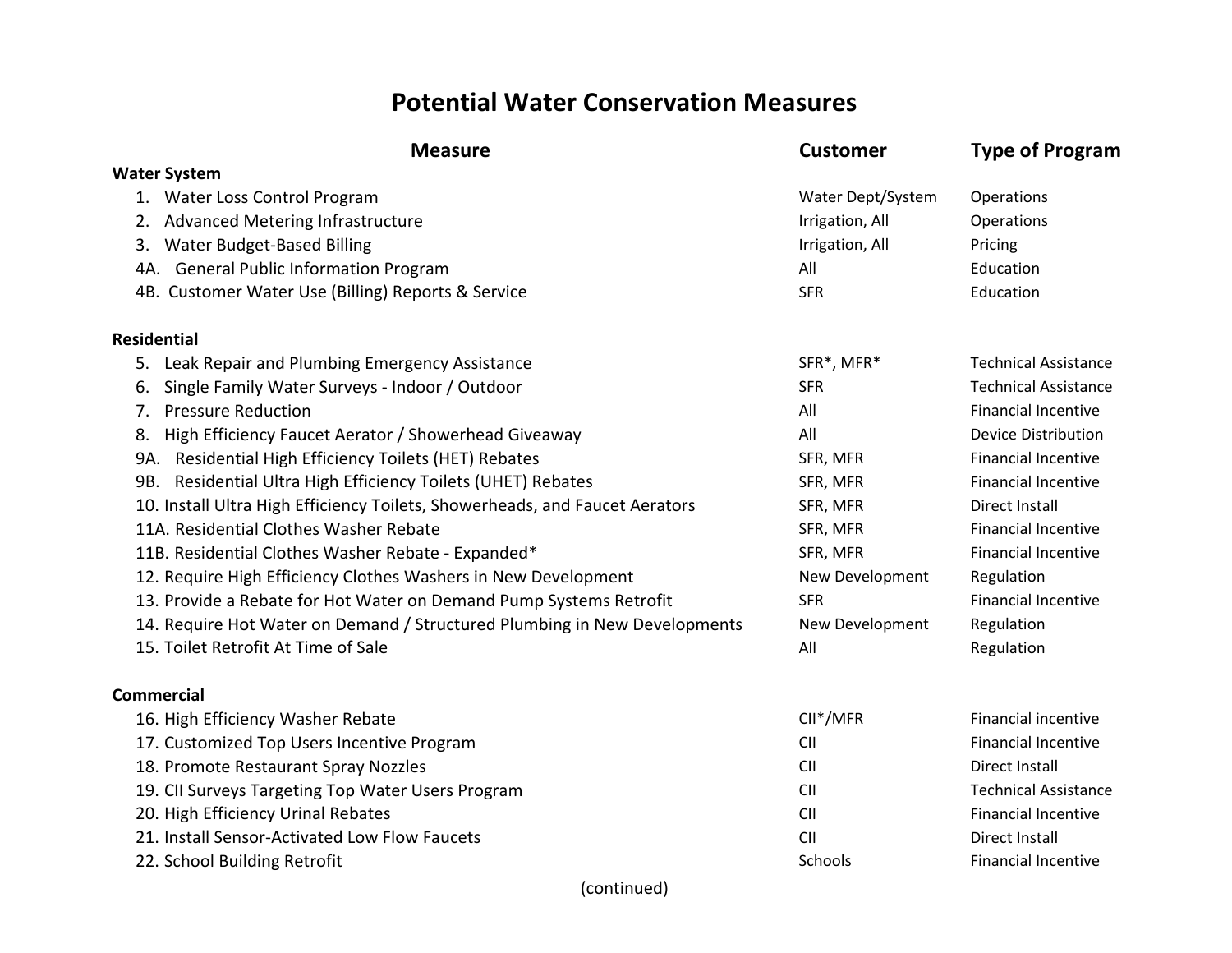# Potential Water Conservation Measures

| Measure | Customer | Type of Program |
|---|---|---|
| **Water System** | | |
| 1. Water Loss Control Program | Water Dept/System | Operations |
| 2. Advanced Metering Infrastructure | Irrigation, All | Operations |
| 3. Water Budget-Based Billing | Irrigation, All | Pricing |
| 4A. General Public Information Program | All | Education |
| 4B. Customer Water Use (Billing) Reports & Service | SFR | Education |
| **Residential** | | |
| 5. Leak Repair and Plumbing Emergency Assistance | SFR*, MFR* | Technical Assistance |
| 6. Single Family Water Surveys - Indoor / Outdoor | SFR | Technical Assistance |
| 7. Pressure Reduction | All | Financial Incentive |
| 8. High Efficiency Faucet Aerator / Showerhead Giveaway | All | Device Distribution |
| 9A. Residential High Efficiency Toilets (HET) Rebates | SFR, MFR | Financial Incentive |
| 9B. Residential Ultra High Efficiency Toilets (UHET) Rebates | SFR, MFR | Financial Incentive |
| 10. Install Ultra High Efficiency Toilets, Showerheads, and Faucet Aerators | SFR, MFR | Direct Install |
| 11A. Residential Clothes Washer Rebate | SFR, MFR | Financial Incentive |
| 11B. Residential Clothes Washer Rebate - Expanded* | SFR, MFR | Financial Incentive |
| 12. Require High Efficiency Clothes Washers in New Development | New Development | Regulation |
| 13. Provide a Rebate for Hot Water on Demand Pump Systems Retrofit | SFR | Financial Incentive |
| 14. Require Hot Water on Demand / Structured Plumbing in New Developments | New Development | Regulation |
| 15. Toilet Retrofit At Time of Sale | All | Regulation |
| **Commercial** | | |
| 16. High Efficiency Washer Rebate | CII*/MFR | Financial incentive |
| 17. Customized Top Users Incentive Program | CII | Financial Incentive |
| 18. Promote Restaurant Spray Nozzles | CII | Direct Install |
| 19. CII Surveys Targeting Top Water Users Program | CII | Technical Assistance |
| 20. High Efficiency Urinal Rebates | CII | Financial Incentive |
| 21. Install Sensor-Activated Low Flow Faucets | CII | Direct Install |
| 22. School Building Retrofit | Schools | Financial Incentive |

(continued)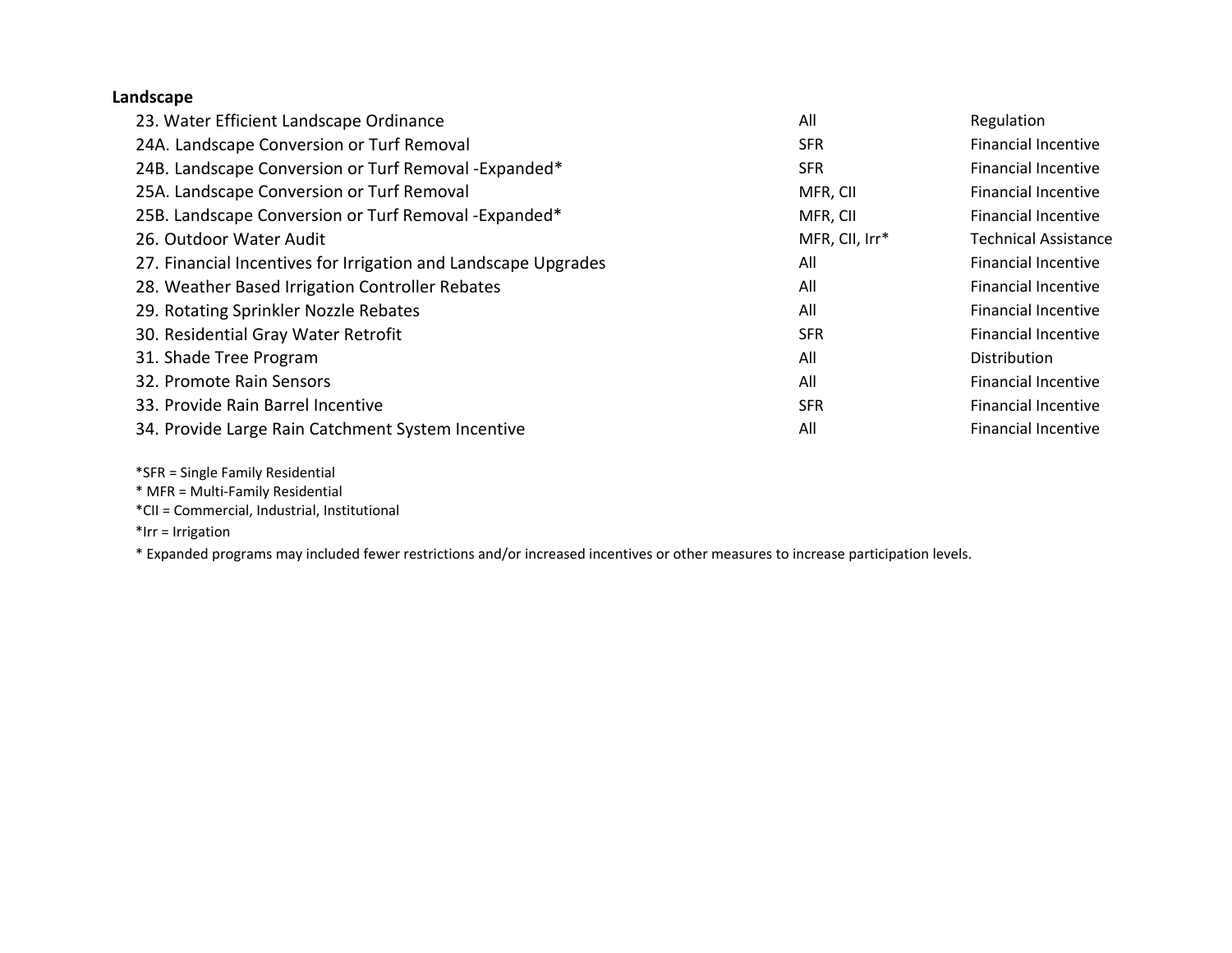**Landscape**

| | | |
|---|---|---|
| 23. Water Efficient Landscape Ordinance | All | Regulation |
| 24A. Landscape Conversion or Turf Removal | SFR | Financial Incentive |
| 24B. Landscape Conversion or Turf Removal -Expanded* | SFR | Financial Incentive |
| 25A. Landscape Conversion or Turf Removal | MFR, CII | Financial Incentive |
| 25B. Landscape Conversion or Turf Removal -Expanded* | MFR, CII | Financial Incentive |
| 26. Outdoor Water Audit | MFR, CII, Irr* | Technical Assistance |
| 27. Financial Incentives for Irrigation and Landscape Upgrades | All | Financial Incentive |
| 28. Weather Based Irrigation Controller Rebates | All | Financial Incentive |
| 29. Rotating Sprinkler Nozzle Rebates | All | Financial Incentive |
| 30. Residential Gray Water Retrofit | SFR | Financial Incentive |
| 31. Shade Tree Program | All | Distribution |
| 32. Promote Rain Sensors | All | Financial Incentive |
| 33. Provide Rain Barrel Incentive | SFR | Financial Incentive |
| 34. Provide Large Rain Catchment System Incentive | All | Financial Incentive |

*SFR = Single Family Residential

* MFR = Multi-Family Residential

*CII = Commercial, Industrial, Institutional

*Irr = Irrigation

* Expanded programs may included fewer restrictions and/or increased incentives or other measures to increase participation levels.